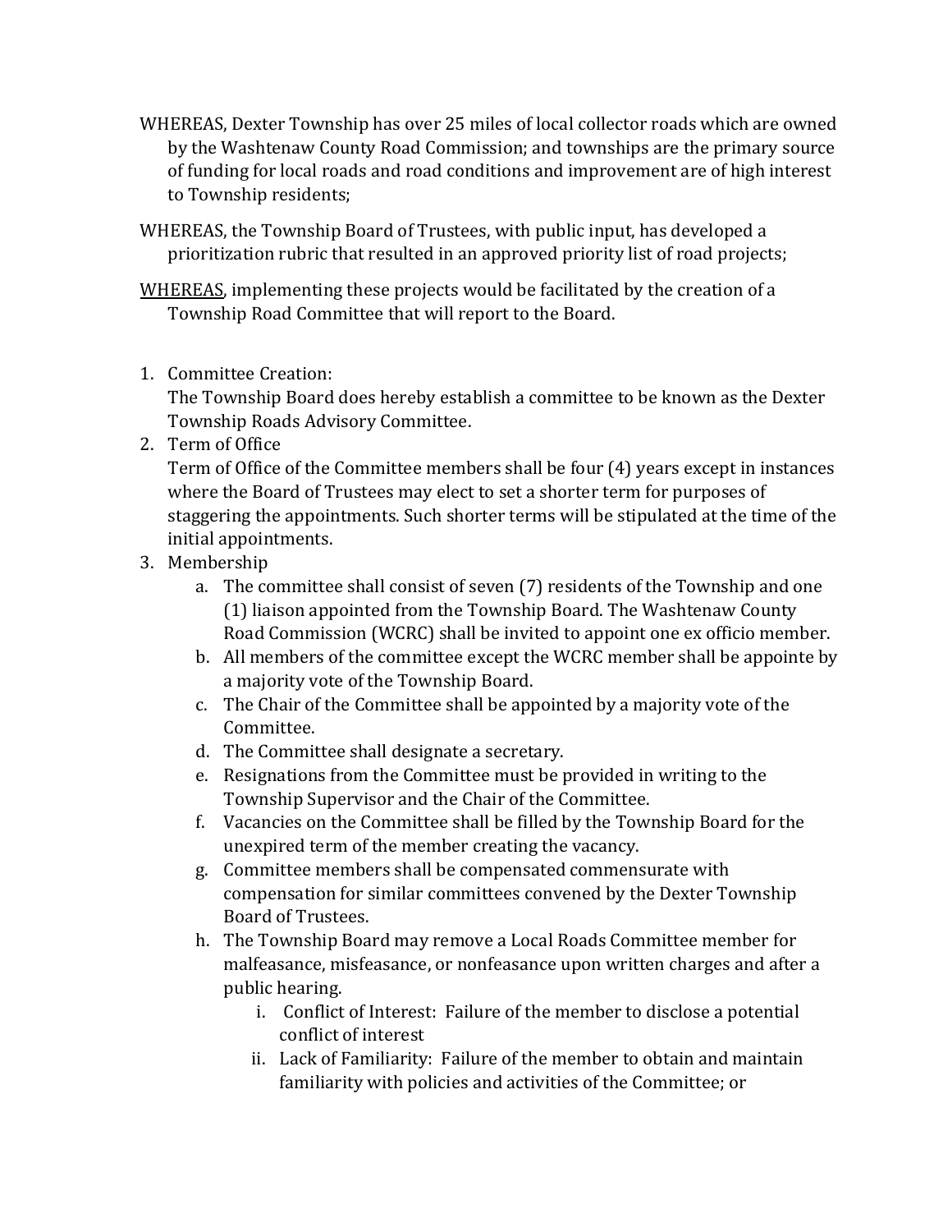WHEREAS, Dexter Township has over 25 miles of local collector roads which are owned by the Washtenaw County Road Commission; and townships are the primary source of funding for local roads and road conditions and improvement are of high interest to Township residents;

WHEREAS, the Township Board of Trustees, with public input, has developed a prioritization rubric that resulted in an approved priority list of road projects;

<u>WHEREAS</u>, implementing these projects would be facilitated by the creation of a Township Road Committee that will report to the Board.

1. Committee Creation:
   The Township Board does hereby establish a committee to be known as the Dexter Township Roads Advisory Committee.
2. Term of Office
   Term of Office of the Committee members shall be four (4) years except in instances where the Board of Trustees may elect to set a shorter term for purposes of staggering the appointments. Such shorter terms will be stipulated at the time of the initial appointments.
3. Membership
   a. The committee shall consist of seven (7) residents of the Township and one (1) liaison appointed from the Township Board. The Washtenaw County Road Commission (WCRC) shall be invited to appoint one ex officio member.
   b. All members of the committee except the WCRC member shall be appointe by a majority vote of the Township Board.
   c. The Chair of the Committee shall be appointed by a majority vote of the Committee.
   d. The Committee shall designate a secretary.
   e. Resignations from the Committee must be provided in writing to the Township Supervisor and the Chair of the Committee.
   f. Vacancies on the Committee shall be filled by the Township Board for the unexpired term of the member creating the vacancy.
   g. Committee members shall be compensated commensurate with compensation for similar committees convened by the Dexter Township Board of Trustees.
   h. The Township Board may remove a Local Roads Committee member for malfeasance, misfeasance, or nonfeasance upon written charges and after a public hearing.
      i. Conflict of Interest: Failure of the member to disclose a potential conflict of interest
      ii. Lack of Familiarity: Failure of the member to obtain and maintain familiarity with policies and activities of the Committee; or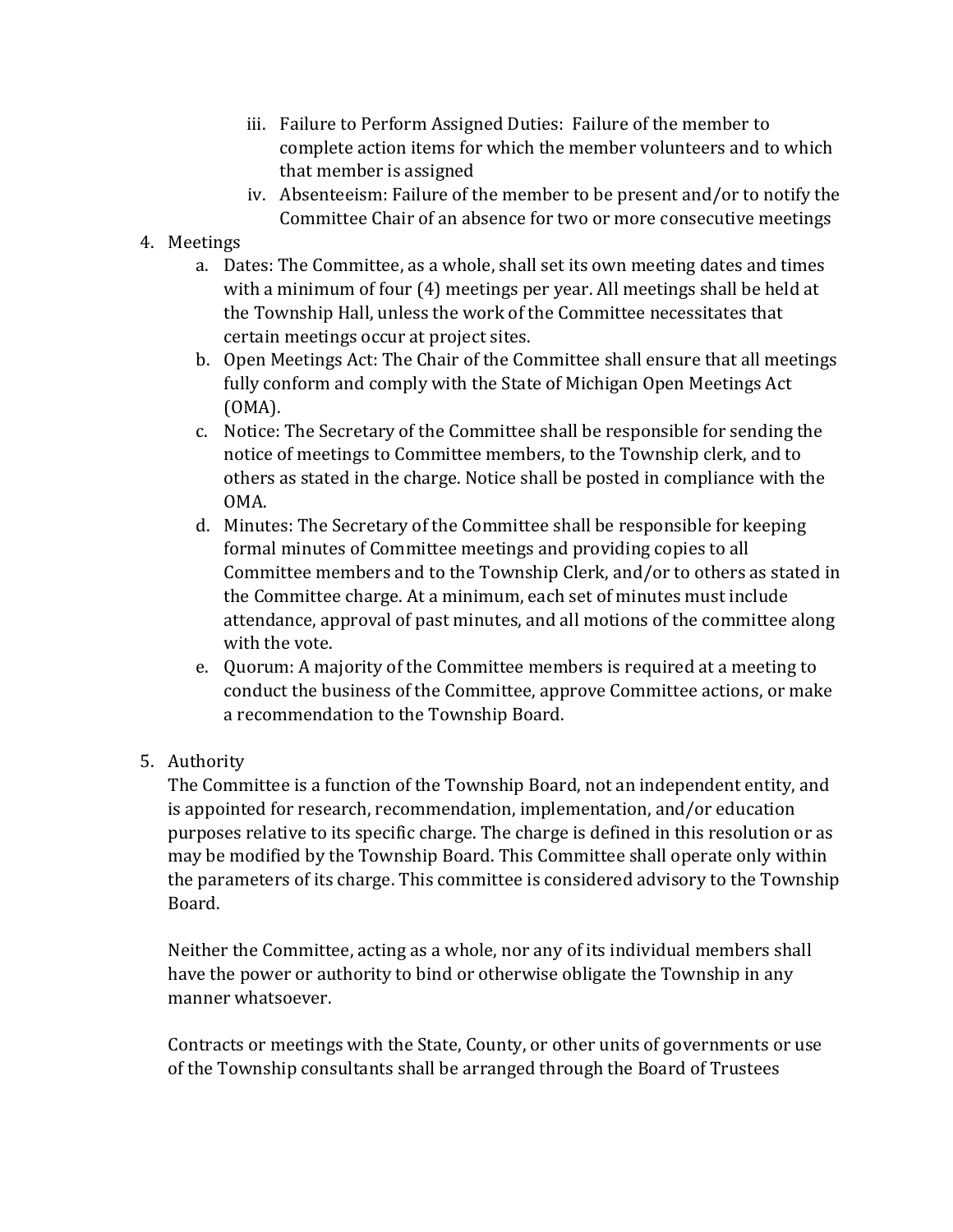iii. Failure to Perform Assigned Duties: Failure of the member to complete action items for which the member volunteers and to which that member is assigned
    iv. Absenteeism: Failure of the member to be present and/or to notify the Committee Chair of an absence for two or more consecutive meetings

4. Meetings
   a. Dates: The Committee, as a whole, shall set its own meeting dates and times with a minimum of four (4) meetings per year. All meetings shall be held at the Township Hall, unless the work of the Committee necessitates that certain meetings occur at project sites.
   b. Open Meetings Act: The Chair of the Committee shall ensure that all meetings fully conform and comply with the State of Michigan Open Meetings Act (OMA).
   c. Notice: The Secretary of the Committee shall be responsible for sending the notice of meetings to Committee members, to the Township clerk, and to others as stated in the charge. Notice shall be posted in compliance with the OMA.
   d. Minutes: The Secretary of the Committee shall be responsible for keeping formal minutes of Committee meetings and providing copies to all Committee members and to the Township Clerk, and/or to others as stated in the Committee charge. At a minimum, each set of minutes must include attendance, approval of past minutes, and all motions of the committee along with the vote.
   e. Quorum: A majority of the Committee members is required at a meeting to conduct the business of the Committee, approve Committee actions, or make a recommendation to the Township Board.

5. Authority

   The Committee is a function of the Township Board, not an independent entity, and is appointed for research, recommendation, implementation, and/or education purposes relative to its specific charge. The charge is defined in this resolution or as may be modified by the Township Board. This Committee shall operate only within the parameters of its charge. This committee is considered advisory to the Township Board.

   Neither the Committee, acting as a whole, nor any of its individual members shall have the power or authority to bind or otherwise obligate the Township in any manner whatsoever.

   Contracts or meetings with the State, County, or other units of governments or use of the Township consultants shall be arranged through the Board of Trustees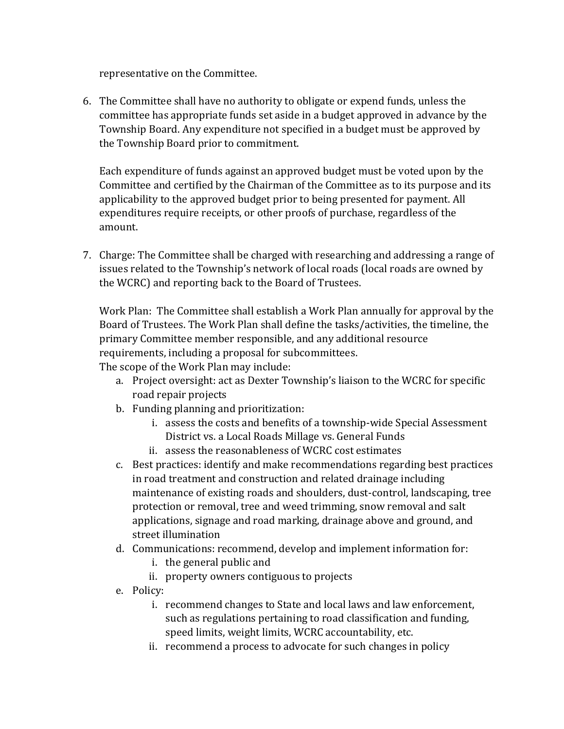representative on the Committee.

6. The Committee shall have no authority to obligate or expend funds, unless the committee has appropriate funds set aside in a budget approved in advance by the Township Board. Any expenditure not specified in a budget must be approved by the Township Board prior to commitment.

   Each expenditure of funds against an approved budget must be voted upon by the Committee and certified by the Chairman of the Committee as to its purpose and its applicability to the approved budget prior to being presented for payment. All expenditures require receipts, or other proofs of purchase, regardless of the amount.

7. Charge: The Committee shall be charged with researching and addressing a range of issues related to the Township's network of local roads (local roads are owned by the WCRC) and reporting back to the Board of Trustees.

   Work Plan: The Committee shall establish a Work Plan annually for approval by the Board of Trustees. The Work Plan shall define the tasks/activities, the timeline, the primary Committee member responsible, and any additional resource requirements, including a proposal for subcommittees.
   The scope of the Work Plan may include:

   a. Project oversight: act as Dexter Township's liaison to the WCRC for specific road repair projects
   b. Funding planning and prioritization:
      i. assess the costs and benefits of a township-wide Special Assessment District vs. a Local Roads Millage vs. General Funds
      ii. assess the reasonableness of WCRC cost estimates
   c. Best practices: identify and make recommendations regarding best practices in road treatment and construction and related drainage including maintenance of existing roads and shoulders, dust-control, landscaping, tree protection or removal, tree and weed trimming, snow removal and salt applications, signage and road marking, drainage above and ground, and street illumination
   d. Communications: recommend, develop and implement information for:
      i. the general public and
      ii. property owners contiguous to projects
   e. Policy:
      i. recommend changes to State and local laws and law enforcement, such as regulations pertaining to road classification and funding, speed limits, weight limits, WCRC accountability, etc.
      ii. recommend a process to advocate for such changes in policy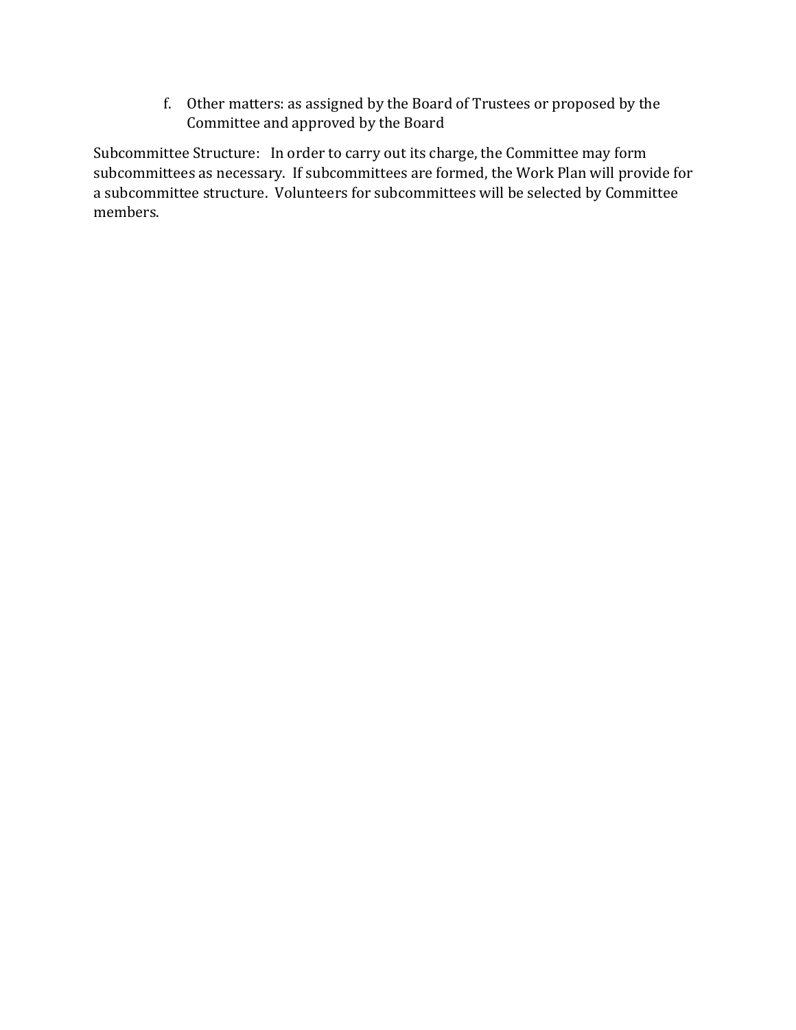f. Other matters: as assigned by the Board of Trustees or proposed by the Committee and approved by the Board

Subcommittee Structure: In order to carry out its charge, the Committee may form subcommittees as necessary. If subcommittees are formed, the Work Plan will provide for a subcommittee structure. Volunteers for subcommittees will be selected by Committee members.